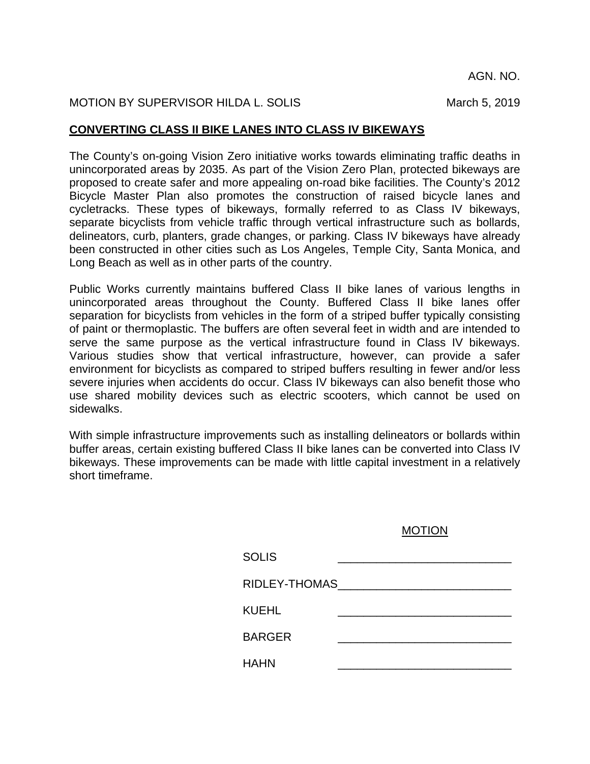AGN. NO.

MOTION BY SUPERVISOR HILDA L. SOLIS                                        March 5, 2019

## CONVERTING CLASS II BIKE LANES INTO CLASS IV BIKEWAYS

The County's on-going Vision Zero initiative works towards eliminating traffic deaths in unincorporated areas by 2035. As part of the Vision Zero Plan, protected bikeways are proposed to create safer and more appealing on-road bike facilities. The County's 2012 Bicycle Master Plan also promotes the construction of raised bicycle lanes and cycletracks. These types of bikeways, formally referred to as Class IV bikeways, separate bicyclists from vehicle traffic through vertical infrastructure such as bollards, delineators, curb, planters, grade changes, or parking. Class IV bikeways have already been constructed in other cities such as Los Angeles, Temple City, Santa Monica, and Long Beach as well as in other parts of the country.

Public Works currently maintains buffered Class II bike lanes of various lengths in unincorporated areas throughout the County. Buffered Class II bike lanes offer separation for bicyclists from vehicles in the form of a striped buffer typically consisting of paint or thermoplastic. The buffers are often several feet in width and are intended to serve the same purpose as the vertical infrastructure found in Class IV bikeways. Various studies show that vertical infrastructure, however, can provide a safer environment for bicyclists as compared to striped buffers resulting in fewer and/or less severe injuries when accidents do occur. Class IV bikeways can also benefit those who use shared mobility devices such as electric scooters, which cannot be used on sidewalks.

With simple infrastructure improvements such as installing delineators or bollards within buffer areas, certain existing buffered Class II bike lanes can be converted into Class IV bikeways. These improvements can be made with little capital investment in a relatively short timeframe.

MOTION

| | |
|---|---|
| SOLIS | ___________________________ |
| RIDLEY-THOMAS | ___________________________ |
| KUEHL | ___________________________ |
| BARGER | ___________________________ |
| HAHN | ___________________________ |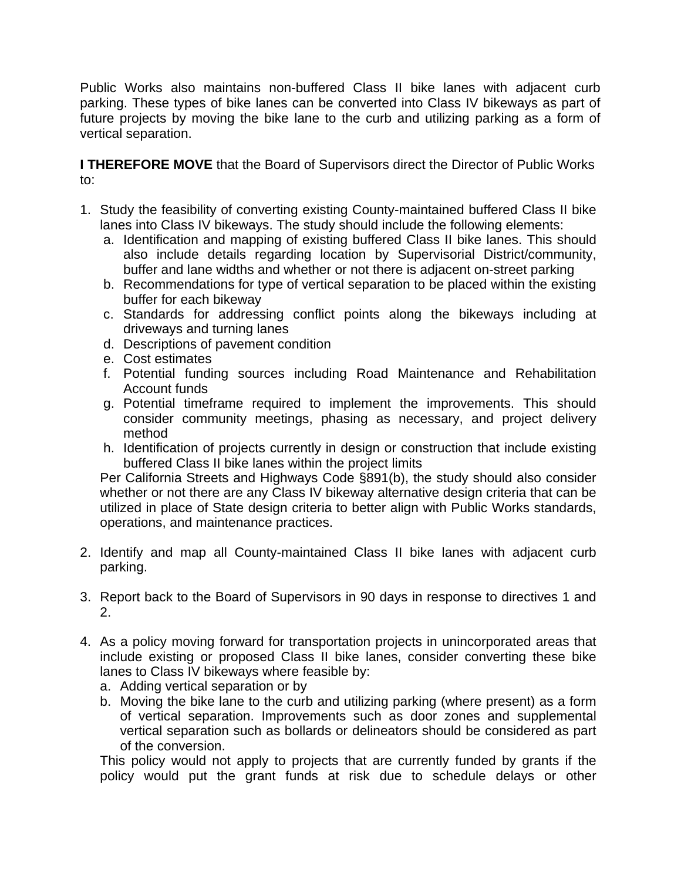Public Works also maintains non-buffered Class II bike lanes with adjacent curb parking. These types of bike lanes can be converted into Class IV bikeways as part of future projects by moving the bike lane to the curb and utilizing parking as a form of vertical separation.

**I THEREFORE MOVE** that the Board of Supervisors direct the Director of Public Works to:

1. Study the feasibility of converting existing County-maintained buffered Class II bike lanes into Class IV bikeways. The study should include the following elements:
   a. Identification and mapping of existing buffered Class II bike lanes. This should also include details regarding location by Supervisorial District/community, buffer and lane widths and whether or not there is adjacent on-street parking
   b. Recommendations for type of vertical separation to be placed within the existing buffer for each bikeway
   c. Standards for addressing conflict points along the bikeways including at driveways and turning lanes
   d. Descriptions of pavement condition
   e. Cost estimates
   f. Potential funding sources including Road Maintenance and Rehabilitation Account funds
   g. Potential timeframe required to implement the improvements. This should consider community meetings, phasing as necessary, and project delivery method
   h. Identification of projects currently in design or construction that include existing buffered Class II bike lanes within the project limits

   Per California Streets and Highways Code §891(b), the study should also consider whether or not there are any Class IV bikeway alternative design criteria that can be utilized in place of State design criteria to better align with Public Works standards, operations, and maintenance practices.

2. Identify and map all County-maintained Class II bike lanes with adjacent curb parking.

3. Report back to the Board of Supervisors in 90 days in response to directives 1 and 2.

4. As a policy moving forward for transportation projects in unincorporated areas that include existing or proposed Class II bike lanes, consider converting these bike lanes to Class IV bikeways where feasible by:
   a. Adding vertical separation or by
   b. Moving the bike lane to the curb and utilizing parking (where present) as a form of vertical separation. Improvements such as door zones and supplemental vertical separation such as bollards or delineators should be considered as part of the conversion.

   This policy would not apply to projects that are currently funded by grants if the policy would put the grant funds at risk due to schedule delays or other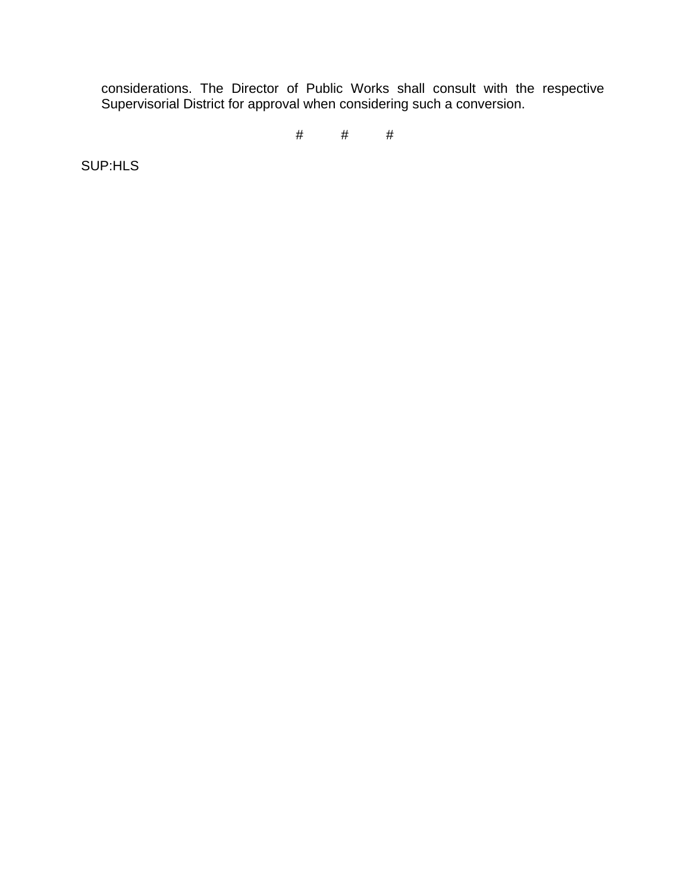considerations. The Director of Public Works shall consult with the respective Supervisorial District for approval when considering such a conversion.

# # #

SUP:HLS